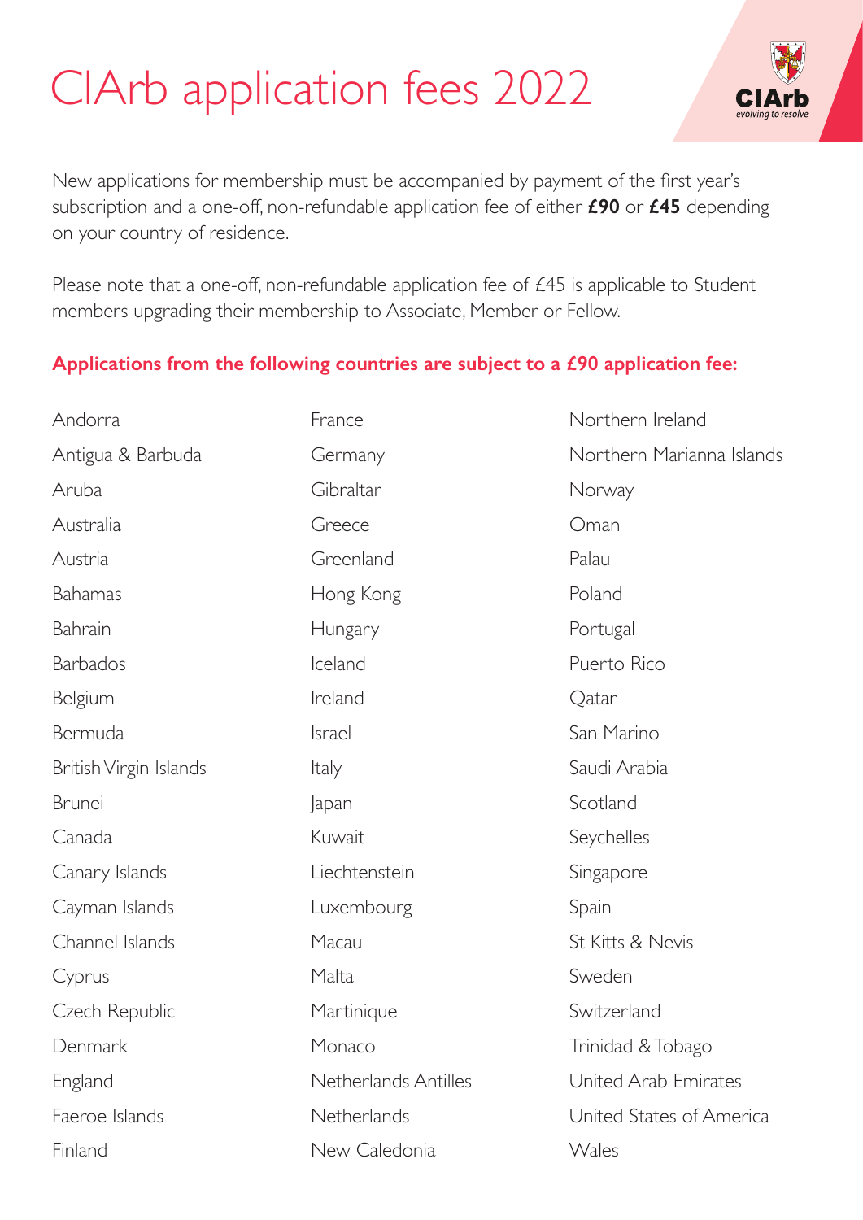# CIArb application fees 2022

New applications for membership must be accompanied by payment of the first year's subscription and a one-off, non-refundable application fee of either **£90** or **£45** depending on your country of residence.

Please note that a one-off, non-refundable application fee of £45 is applicable to Student members upgrading their membership to Associate, Member or Fellow.

**Applications from the following countries are subject to a £90 application fee:**

- Andorra
- Antigua & Barbuda
- Aruba
- Australia
- Austria
- Bahamas
- Bahrain
- Barbados
- Belgium
- Bermuda
- British Virgin Islands
- Brunei
- Canada
- Canary Islands
- Cayman Islands
- Channel Islands
- Cyprus
- Czech Republic
- Denmark
- England
- Faeroe Islands
- Finland
- France
- Germany
- Gibraltar
- Greece
- Greenland
- Hong Kong
- Hungary
- Iceland
- Ireland
- Israel
- Italy
- Japan
- Kuwait
- Liechtenstein
- Luxembourg
- Macau
- Malta
- Martinique
- Monaco
- Netherlands Antilles
- Netherlands
- New Caledonia
- Northern Ireland
- Northern Marianna Islands
- Norway
- Oman
- Palau
- Poland
- Portugal
- Puerto Rico
- Qatar
- San Marino
- Saudi Arabia
- Scotland
- Seychelles
- Singapore
- Spain
- St Kitts & Nevis
- Sweden
- Switzerland
- Trinidad & Tobago
- United Arab Emirates
- United States of America
- Wales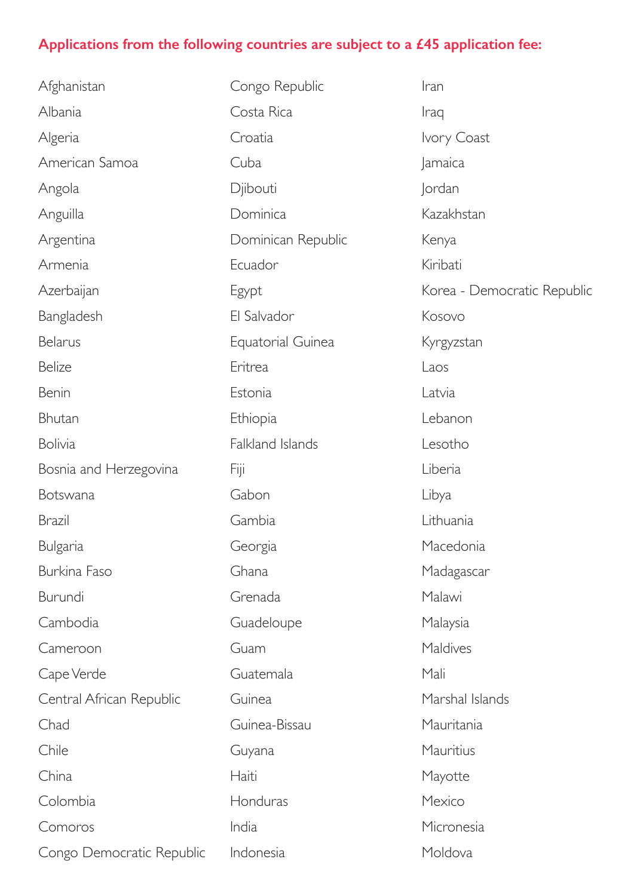**Applications from the following countries are subject to a £45 application fee:**

- Afghanistan
- Albania
- Algeria
- American Samoa
- Angola
- Anguilla
- Argentina
- Armenia
- Azerbaijan
- Bangladesh
- Belarus
- Belize
- Benin
- Bhutan
- Bolivia
- Bosnia and Herzegovina
- Botswana
- Brazil
- Bulgaria
- Burkina Faso
- Burundi
- Cambodia
- Cameroon
- Cape Verde
- Central African Republic
- Chad
- Chile
- China
- Colombia
- Comoros
- Congo Democratic Republic
- Congo Republic
- Costa Rica
- Croatia
- Cuba
- Djibouti
- Dominica
- Dominican Republic
- Ecuador
- Egypt
- El Salvador
- Equatorial Guinea
- Eritrea
- Estonia
- Ethiopia
- Falkland Islands
- Fiji
- Gabon
- Gambia
- Georgia
- Ghana
- Grenada
- Guadeloupe
- Guam
- Guatemala
- Guinea
- Guinea-Bissau
- Guyana
- Haiti
- Honduras
- India
- Indonesia
- Iran
- Iraq
- Ivory Coast
- Jamaica
- Jordan
- Kazakhstan
- Kenya
- Kiribati
- Korea - Democratic Republic
- Kosovo
- Kyrgyzstan
- Laos
- Latvia
- Lebanon
- Lesotho
- Liberia
- Libya
- Lithuania
- Macedonia
- Madagascar
- Malawi
- Malaysia
- Maldives
- Mali
- Marshal Islands
- Mauritania
- Mauritius
- Mayotte
- Mexico
- Micronesia
- Moldova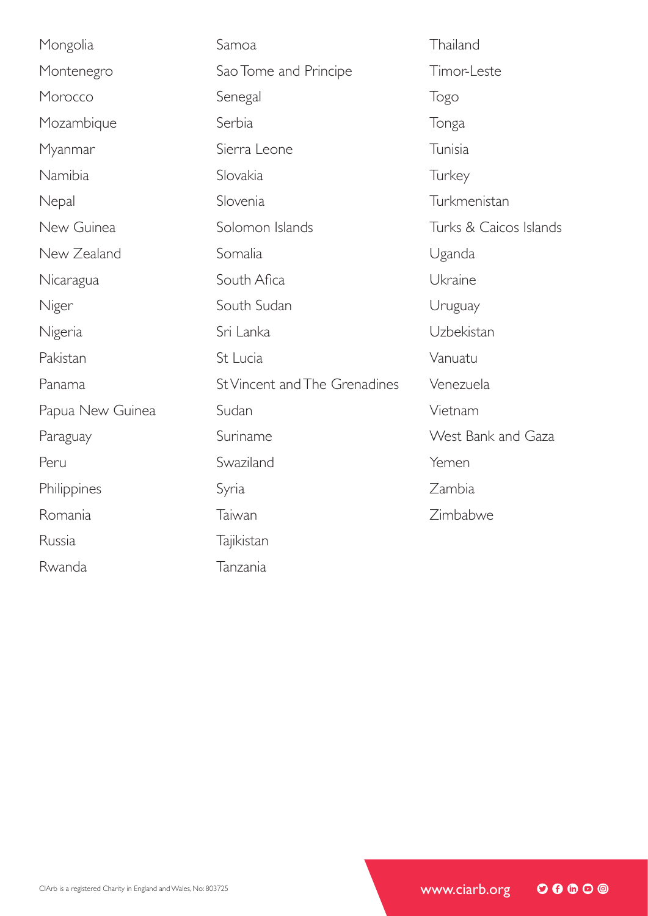Mongolia
Montenegro
Morocco
Mozambique
Myanmar
Namibia
Nepal
New Guinea
New Zealand
Nicaragua
Niger
Nigeria
Pakistan
Panama
Papua New Guinea
Paraguay
Peru
Philippines
Romania
Russia
Rwanda
Samoa
Sao Tome and Principe
Senegal
Serbia
Sierra Leone
Slovakia
Slovenia
Solomon Islands
Somalia
South Afica
South Sudan
Sri Lanka
St Lucia
St Vincent and The Grenadines
Sudan
Suriname
Swaziland
Syria
Taiwan
Tajikistan
Tanzania
Thailand
Timor-Leste
Togo
Tonga
Tunisia
Turkey
Turkmenistan
Turks & Caicos Islands
Uganda
Ukraine
Uruguay
Uzbekistan
Vanuatu
Venezuela
Vietnam
West Bank and Gaza
Yemen
Zambia
Zimbabwe

CIArb is a registered Charity in England and Wales, No: 803725

www.ciarb.org